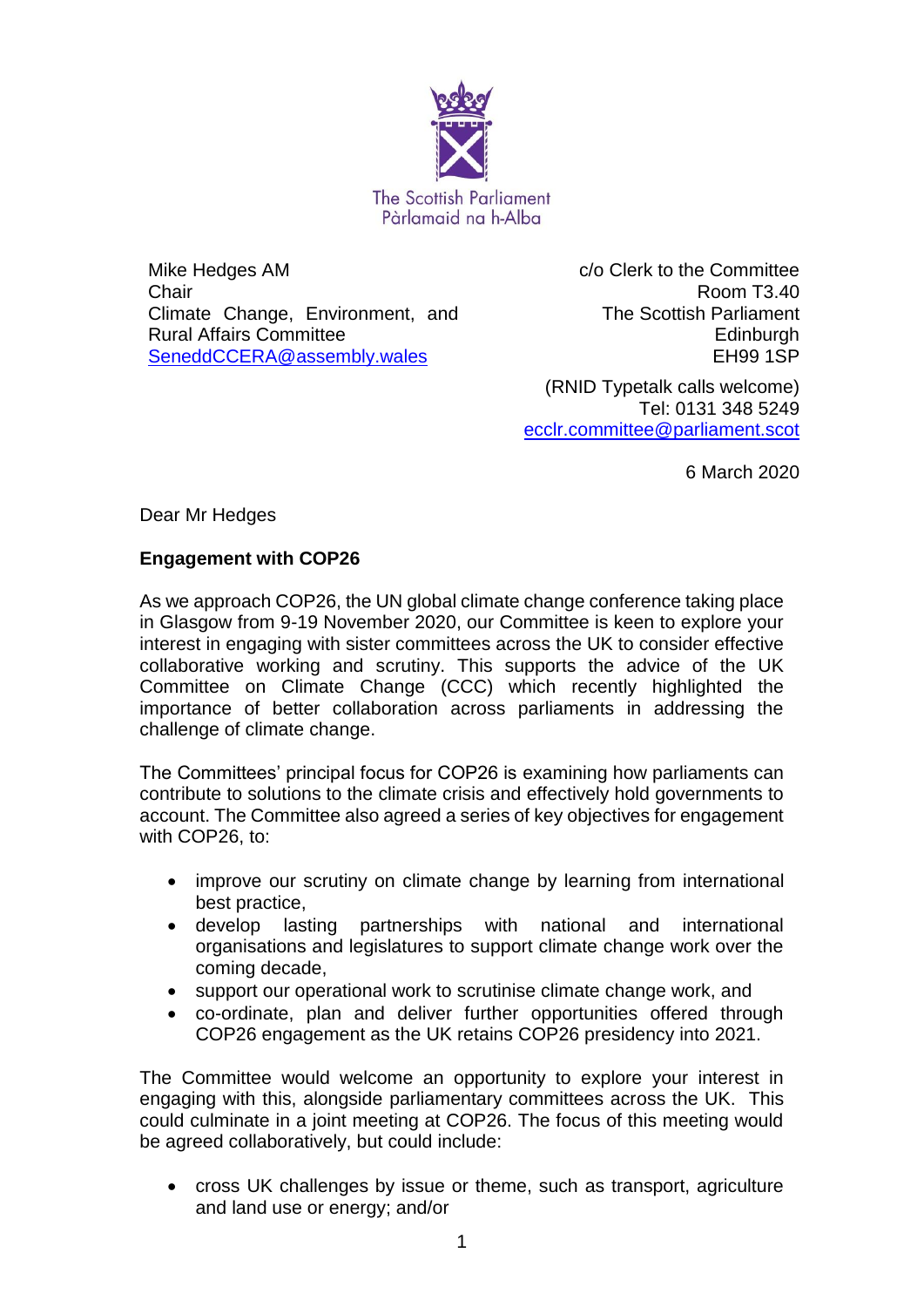The Scottish Parliament
Pàrlamaid na h-Alba

Mike Hedges AM
Chair
Climate Change, Environment, and Rural Affairs Committee
SeneddCCERA@assembly.wales

c/o Clerk to the Committee
Room T3.40
The Scottish Parliament
Edinburgh
EH99 1SP

(RNID Typetalk calls welcome)
Tel: 0131 348 5249
ecclr.committee@parliament.scot

6 March 2020

Dear Mr Hedges

**Engagement with COP26**

As we approach COP26, the UN global climate change conference taking place in Glasgow from 9-19 November 2020, our Committee is keen to explore your interest in engaging with sister committees across the UK to consider effective collaborative working and scrutiny. This supports the advice of the UK Committee on Climate Change (CCC) which recently highlighted the importance of better collaboration across parliaments in addressing the challenge of climate change.

The Committees' principal focus for COP26 is examining how parliaments can contribute to solutions to the climate crisis and effectively hold governments to account. The Committee also agreed a series of key objectives for engagement with COP26, to:

- improve our scrutiny on climate change by learning from international best practice,
- develop lasting partnerships with national and international organisations and legislatures to support climate change work over the coming decade,
- support our operational work to scrutinise climate change work, and
- co-ordinate, plan and deliver further opportunities offered through COP26 engagement as the UK retains COP26 presidency into 2021.

The Committee would welcome an opportunity to explore your interest in engaging with this, alongside parliamentary committees across the UK. This could culminate in a joint meeting at COP26. The focus of this meeting would be agreed collaboratively, but could include:

- cross UK challenges by issue or theme, such as transport, agriculture and land use or energy; and/or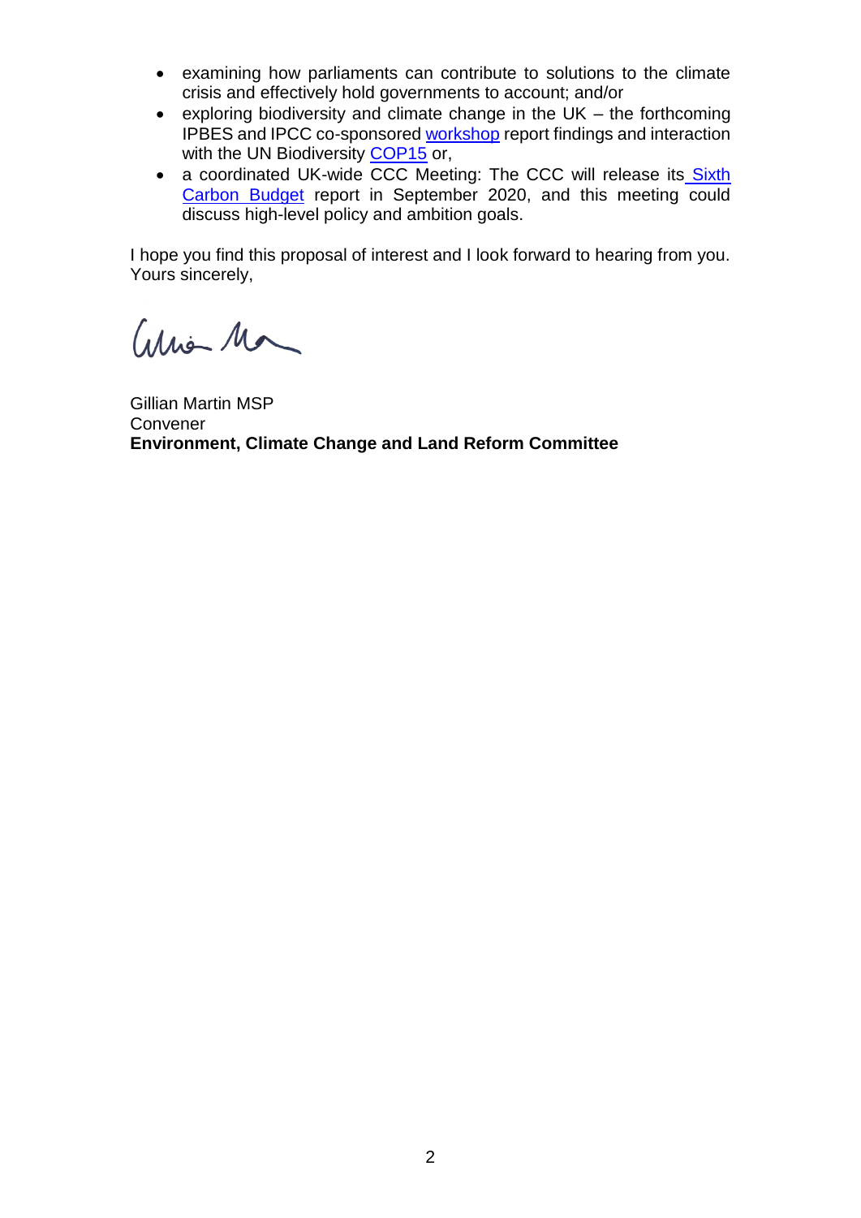- examining how parliaments can contribute to solutions to the climate crisis and effectively hold governments to account; and/or
- exploring biodiversity and climate change in the UK – the forthcoming IPBES and IPCC co-sponsored workshop report findings and interaction with the UN Biodiversity COP15 or,
- a coordinated UK-wide CCC Meeting: The CCC will release its Sixth Carbon Budget report in September 2020, and this meeting could discuss high-level policy and ambition goals.

I hope you find this proposal of interest and I look forward to hearing from you.
Yours sincerely,

Gillian Martin MSP
Convener
**Environment, Climate Change and Land Reform Committee**